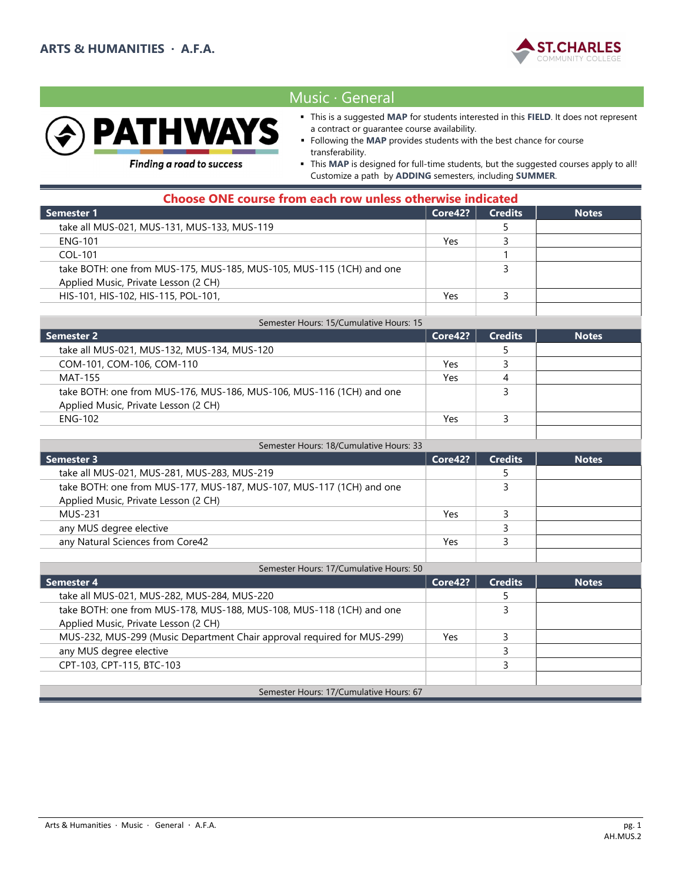# ARTS & HUMANITIES · A.F.A.

ST.CHARLES COMMUNITY COLLEGE

## Music · General

**PATHWAYS**

*Finding a road to success*

- This is a suggested **MAP** for students interested in this **FIELD**. It does not represent a contract or guarantee course availability.
- Following the **MAP** provides students with the best chance for course transferability.
- This **MAP** is designed for full-time students, but the suggested courses apply to all! Customize a path by **ADDING** semesters, including **SUMMER**.

**Choose ONE course from each row unless otherwise indicated**

| Semester 1 | Core42? | Credits | Notes |
|---|---|---|---|
| take all MUS-021, MUS-131, MUS-133, MUS-119 | | 5 | |
| ENG-101 | Yes | 3 | |
| COL-101 | | 1 | |
| take BOTH: one from MUS-175, MUS-185, MUS-105, MUS-115 (1CH) and one Applied Music, Private Lesson (2 CH) | | 3 | |
| HIS-101, HIS-102, HIS-115, POL-101, | Yes | 3 | |
| | | | |
| Semester Hours: 15/Cumulative Hours: 15 | | | |

| Semester 2 | Core42? | Credits | Notes |
|---|---|---|---|
| take all MUS-021, MUS-132, MUS-134, MUS-120 | | 5 | |
| COM-101, COM-106, COM-110 | Yes | 3 | |
| MAT-155 | Yes | 4 | |
| take BOTH: one from MUS-176, MUS-186, MUS-106, MUS-116 (1CH) and one Applied Music, Private Lesson (2 CH) | | 3 | |
| ENG-102 | Yes | 3 | |
| | | | |
| Semester Hours: 18/Cumulative Hours: 33 | | | |

| Semester 3 | Core42? | Credits | Notes |
|---|---|---|---|
| take all MUS-021, MUS-281, MUS-283, MUS-219 | | 5 | |
| take BOTH: one from MUS-177, MUS-187, MUS-107, MUS-117 (1CH) and one Applied Music, Private Lesson (2 CH) | | 3 | |
| MUS-231 | Yes | 3 | |
| any MUS degree elective | | 3 | |
| any Natural Sciences from Core42 | Yes | 3 | |
| | | | |
| Semester Hours: 17/Cumulative Hours: 50 | | | |

| Semester 4 | Core42? | Credits | Notes |
|---|---|---|---|
| take all MUS-021, MUS-282, MUS-284, MUS-220 | | 5 | |
| take BOTH: one from MUS-178, MUS-188, MUS-108, MUS-118 (1CH) and one Applied Music, Private Lesson (2 CH) | | 3 | |
| MUS-232, MUS-299 (Music Department Chair approval required for MUS-299) | Yes | 3 | |
| any MUS degree elective | | 3 | |
| CPT-103, CPT-115, BTC-103 | | 3 | |
| | | | |
| Semester Hours: 17/Cumulative Hours: 67 | | | |

AH.MUS.2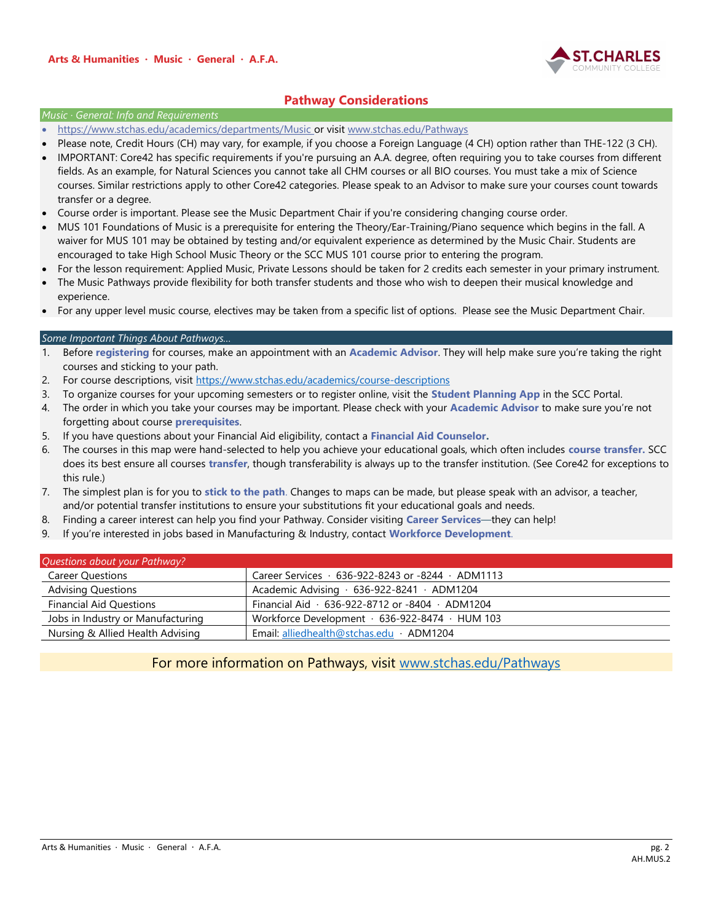## Pathway Considerations

*Music · General: Info and Requirements*

- https://www.stchas.edu/academics/departments/Music or visit www.stchas.edu/Pathways
- Please note, Credit Hours (CH) may vary, for example, if you choose a Foreign Language (4 CH) option rather than THE-122 (3 CH).
- IMPORTANT: Core42 has specific requirements if you're pursuing an A.A. degree, often requiring you to take courses from different fields. As an example, for Natural Sciences you cannot take all CHM courses or all BIO courses. You must take a mix of Science courses. Similar restrictions apply to other Core42 categories. Please speak to an Advisor to make sure your courses count towards transfer or a degree.
- Course order is important. Please see the Music Department Chair if you're considering changing course order.
- MUS 101 Foundations of Music is a prerequisite for entering the Theory/Ear-Training/Piano sequence which begins in the fall. A waiver for MUS 101 may be obtained by testing and/or equivalent experience as determined by the Music Chair. Students are encouraged to take High School Music Theory or the SCC MUS 101 course prior to entering the program.
- For the lesson requirement: Applied Music, Private Lessons should be taken for 2 credits each semester in your primary instrument.
- The Music Pathways provide flexibility for both transfer students and those who wish to deepen their musical knowledge and experience.
- For any upper level music course, electives may be taken from a specific list of options. Please see the Music Department Chair.

*Some Important Things About Pathways…*

1. Before **registering** for courses, make an appointment with an **Academic Advisor**. They will help make sure you're taking the right courses and sticking to your path.
2. For course descriptions, visit https://www.stchas.edu/academics/course-descriptions
3. To organize courses for your upcoming semesters or to register online, visit the **Student Planning App** in the SCC Portal.
4. The order in which you take your courses may be important. Please check with your **Academic Advisor** to make sure you're not forgetting about course **prerequisites**.
5. If you have questions about your Financial Aid eligibility, contact a **Financial Aid Counselor.**
6. The courses in this map were hand-selected to help you achieve your educational goals, which often includes **course transfer.** SCC does its best ensure all courses **transfer**, though transferability is always up to the transfer institution. (See Core42 for exceptions to this rule.)
7. The simplest plan is for you to **stick to the path**. Changes to maps can be made, but please speak with an advisor, a teacher, and/or potential transfer institutions to ensure your substitutions fit your educational goals and needs.
8. Finding a career interest can help you find your Pathway. Consider visiting **Career Services**—they can help!
9. If you're interested in jobs based in Manufacturing & Industry, contact **Workforce Development**.

| *Questions about your Pathway?* | |
|---|---|
| Career Questions | Career Services · 636-922-8243 or -8244 · ADM1113 |
| Advising Questions | Academic Advising · 636-922-8241 · ADM1204 |
| Financial Aid Questions | Financial Aid · 636-922-8712 or -8404 · ADM1204 |
| Jobs in Industry or Manufacturing | Workforce Development · 636-922-8474 · HUM 103 |
| Nursing & Allied Health Advising | Email: alliedhealth@stchas.edu · ADM1204 |

For more information on Pathways, visit www.stchas.edu/Pathways